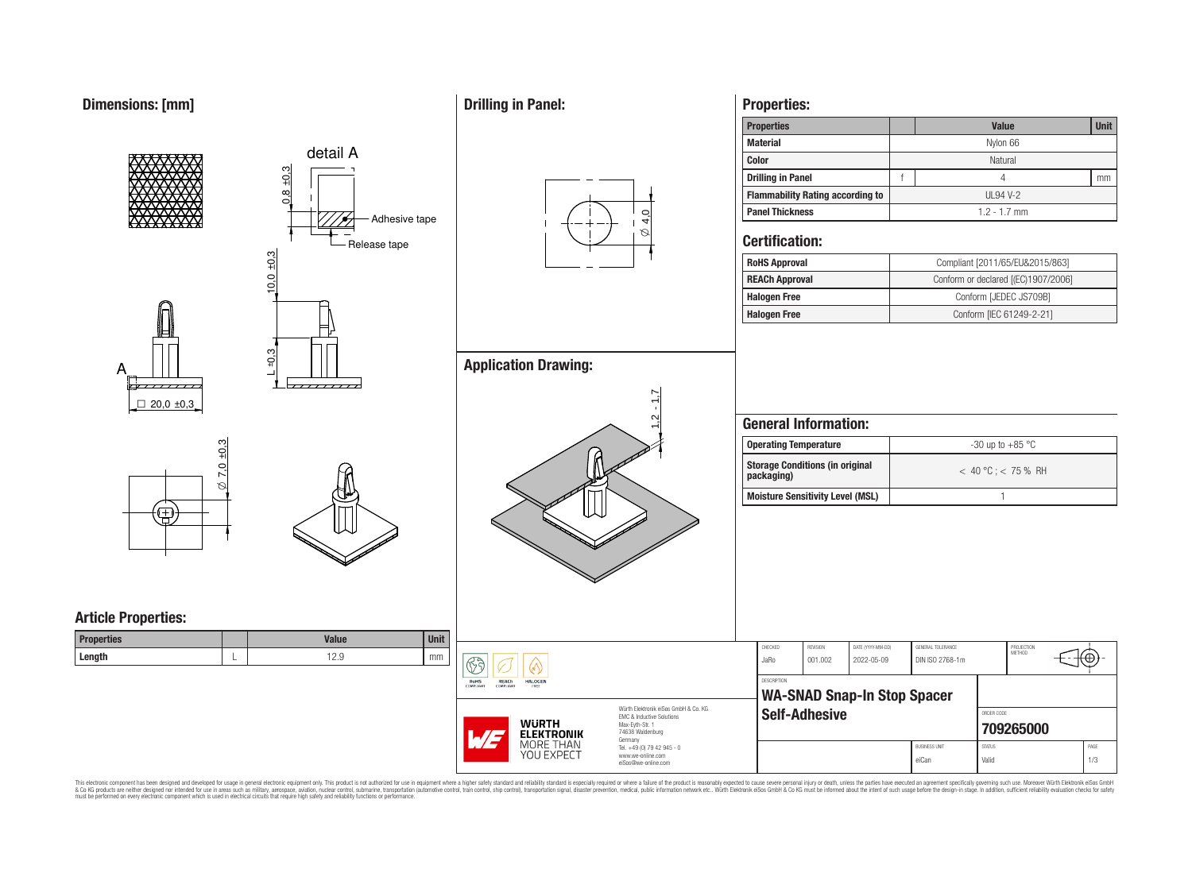## Dimensions: [mm]

detail A

0,8 ±0,3

Adhesive tape

Release tape

10,0 ±0,3

L ±0,3

A

□ 20,0 ±0,3

∅ 7,0 ±0,3

## Drilling in Panel:

∅ 4,0

## Application Drawing:

1,2 - 1,7

## Properties:

| Properties | | Value | Unit |
|---|---|---|---|
| Material | | Nylon 66 | |
| Color | | Natural | |
| Drilling in Panel | f | 4 | mm |
| Flammability Rating according to | | UL94 V-2 | |
| Panel Thickness | | 1.2 - 1.7 mm | |

## Certification:

| | |
|---|---|
| RoHS Approval | Compliant [2011/65/EU&2015/863] |
| REACh Approval | Conform or declared [(EC)1907/2006] |
| Halogen Free | Conform [JEDEC JS709B] |
| Halogen Free | Conform [IEC 61249-2-21] |

## General Information:

| | |
|---|---|
| Operating Temperature | -30 up to +85 °C |
| Storage Conditions (in original packaging) | < 40 °C ; < 75 % RH |
| Moisture Sensitivity Level (MSL) | 1 |

## Article Properties:

| Properties | | Value | Unit |
|---|---|---|---|
| Length | L | 12.9 | mm |

RoHS COMPLIANT | REACh COMPLIANT | HALOGEN FREE

WÜRTH ELEKTRONIK MORE THAN YOU EXPECT

Würth Elektronik eiSos GmbH & Co. KG
EMC & Inductive Solutions
Max-Eyth-Str. 1
74638 Waldenburg
Germany
Tel. +49 (0) 79 42 945 - 0
www.we-online.com
eiSos@we-online.com

| CHECKED | REVISION | DATE (YYYY-MM-DD) | GENERAL TOLERANCE | PROJECTION METHOD |
|---|---|---|---|---|
| JaRo | 001.002 | 2022-05-09 | DIN ISO 2768-1m | |

DESCRIPTION

**WA-SNAD Snap-In Stop Spacer Self-Adhesive**

ORDER CODE: **709265000**

| BUSINESS UNIT | STATUS | PAGE |
|---|---|---|
| eiCan | Valid | 1/3 |

This electronic component has been designed and developed for usage in general electronic equipment only. This product is not authorized for use in equipment where a higher safety standard and reliability standard is especially required or where a failure of the product is reasonably expected to cause severe personal injury or death, unless the parties have executed an agreement specifically governing such use. Moreover Würth Elektronik eiSos GmbH & Co KG products are neither designed nor intended for use in areas such as military, aerospace, aviation, nuclear control, submarine, transportation (automotive control, train control, ship control), transportation signal, disaster prevention, medical, public information network etc.. Würth Elektronik eiSos GmbH & Co KG must be informed about the intent of such usage before the design-in stage. In addition, sufficient reliability evaluation checks for safety must be performed on every electronic component which is used in electrical circuits that require high safety and reliability functions or performance.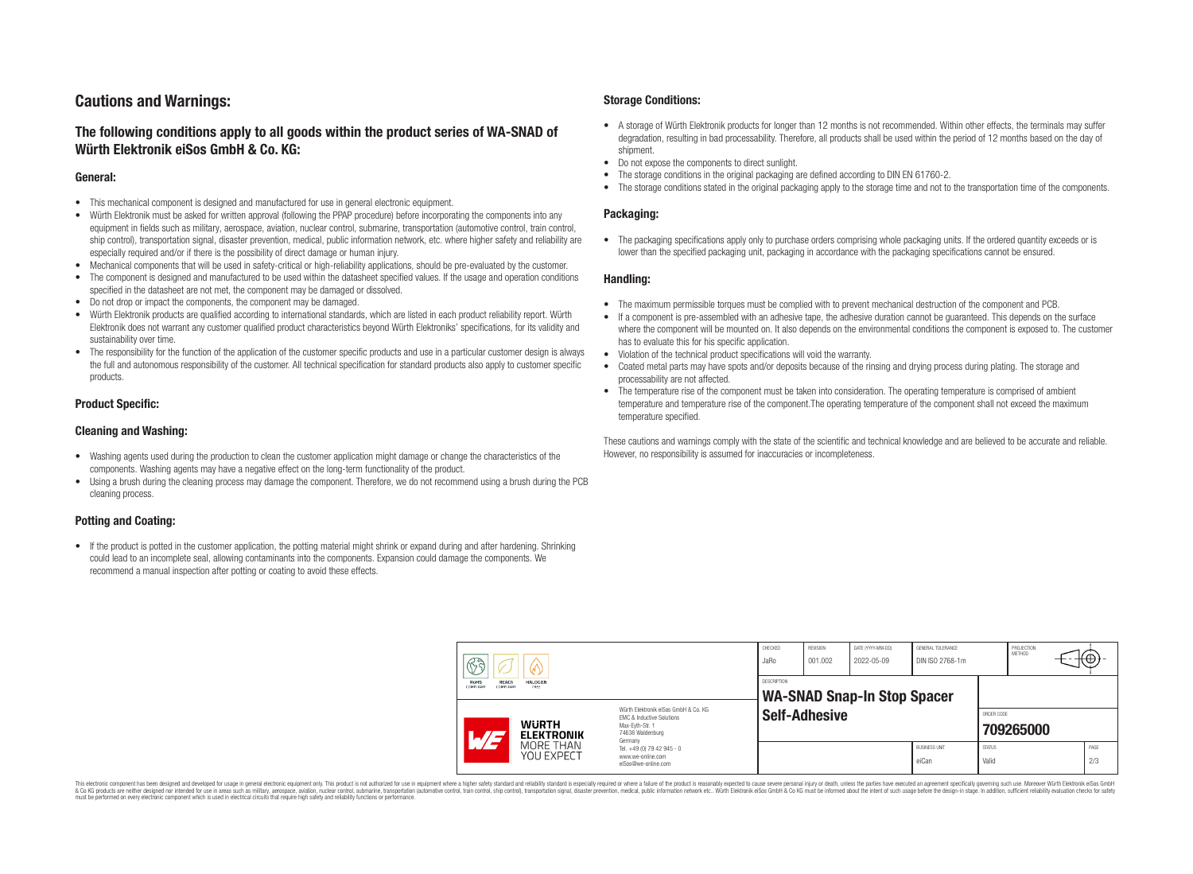## Cautions and Warnings:

### The following conditions apply to all goods within the product series of WA-SNAD of Würth Elektronik eiSos GmbH & Co. KG:

#### General:

- This mechanical component is designed and manufactured for use in general electronic equipment.
- Würth Elektronik must be asked for written approval (following the PPAP procedure) before incorporating the components into any equipment in fields such as military, aerospace, aviation, nuclear control, submarine, transportation (automotive control, train control, ship control), transportation signal, disaster prevention, medical, public information network, etc. where higher safety and reliability are especially required and/or if there is the possibility of direct damage or human injury.
- Mechanical components that will be used in safety-critical or high-reliability applications, should be pre-evaluated by the customer.
- The component is designed and manufactured to be used within the datasheet specified values. If the usage and operation conditions specified in the datasheet are not met, the component may be damaged or dissolved.
- Do not drop or impact the components, the component may be damaged.
- Würth Elektronik products are qualified according to international standards, which are listed in each product reliability report. Würth Elektronik does not warrant any customer qualified product characteristics beyond Würth Elektroniks' specifications, for its validity and sustainability over time.
- The responsibility for the function of the application of the customer specific products and use in a particular customer design is always the full and autonomous responsibility of the customer. All technical specification for standard products also apply to customer specific products.

#### Product Specific:

#### Cleaning and Washing:

- Washing agents used during the production to clean the customer application might damage or change the characteristics of the components. Washing agents may have a negative effect on the long-term functionality of the product.
- Using a brush during the cleaning process may damage the component. Therefore, we do not recommend using a brush during the PCB cleaning process.

#### Potting and Coating:

- If the product is potted in the customer application, the potting material might shrink or expand during and after hardening. Shrinking could lead to an incomplete seal, allowing contaminants into the components. Expansion could damage the components. We recommend a manual inspection after potting or coating to avoid these effects.

#### Storage Conditions:

- A storage of Würth Elektronik products for longer than 12 months is not recommended. Within other effects, the terminals may suffer degradation, resulting in bad processability. Therefore, all products shall be used within the period of 12 months based on the day of shipment.
- Do not expose the components to direct sunlight.
- The storage conditions in the original packaging are defined according to DIN EN 61760-2.
- The storage conditions stated in the original packaging apply to the storage time and not to the transportation time of the components.

#### Packaging:

- The packaging specifications apply only to purchase orders comprising whole packaging units. If the ordered quantity exceeds or is lower than the specified packaging unit, packaging in accordance with the packaging specifications cannot be ensured.

#### Handling:

- The maximum permissible torques must be complied with to prevent mechanical destruction of the component and PCB.
- If a component is pre-assembled with an adhesive tape, the adhesive duration cannot be guaranteed. This depends on the surface where the component will be mounted on. It also depends on the environmental conditions the component is exposed to. The customer has to evaluate this for his specific application.
- Violation of the technical product specifications will void the warranty.
- Coated metal parts may have spots and/or deposits because of the rinsing and drying process during plating. The storage and processability are not affected.
- The temperature rise of the component must be taken into consideration. The operating temperature is comprised of ambient temperature and temperature rise of the component.The operating temperature of the component shall not exceed the maximum temperature specified.

These cautions and warnings comply with the state of the scientific and technical knowledge and are believed to be accurate and reliable. However, no responsibility is assumed for inaccuracies or incompleteness.

| CHECKED | REVISION | DATE (YYYY-MM-DD) | GENERAL TOLERANCE | PROJECTION METHOD |
|---|---|---|---|---|
| JaRo | 001.002 | 2022-05-09 | DIN ISO 2768-1m | |

DESCRIPTION: **WA-SNAD Snap-In Stop Spacer Self-Adhesive**

ORDER CODE: **709265000**

| BUSINESS UNIT | STATUS | PAGE |
|---|---|---|
| eiCan | Valid | 2/3 |

Würth Elektronik eiSos GmbH & Co. KG
EMC & Inductive Solutions
Max-Eyth-Str. 1
74638 Waldenburg
Germany
Tel. +49 (0) 79 42 945 - 0
www.we-online.com
eiSos@we-online.com

This electronic component has been designed and developed for usage in general electronic equipment only. This product is not authorized for use in equipment where a higher safety standard and reliability standard is especially required or where a failure of the product is reasonably expected to cause severe personal injury or death, unless the parties have executed an agreement specifically governing such use. Moreover Würth Elektronik eiSos GmbH & Co KG products are neither designed nor intended for use in areas such as military, aerospace, aviation, nuclear control, submarine, transportation (automotive control, train control, ship control), transportation signal, disaster prevention, medical, public information network etc.. Würth Elektronik eiSos GmbH & Co KG must be informed about the intent of such usage before the design-in stage. In addition, sufficient reliability evaluation checks for safety must be performed on every electronic component which is used in electrical circuits that require high safety and reliability functions or performance.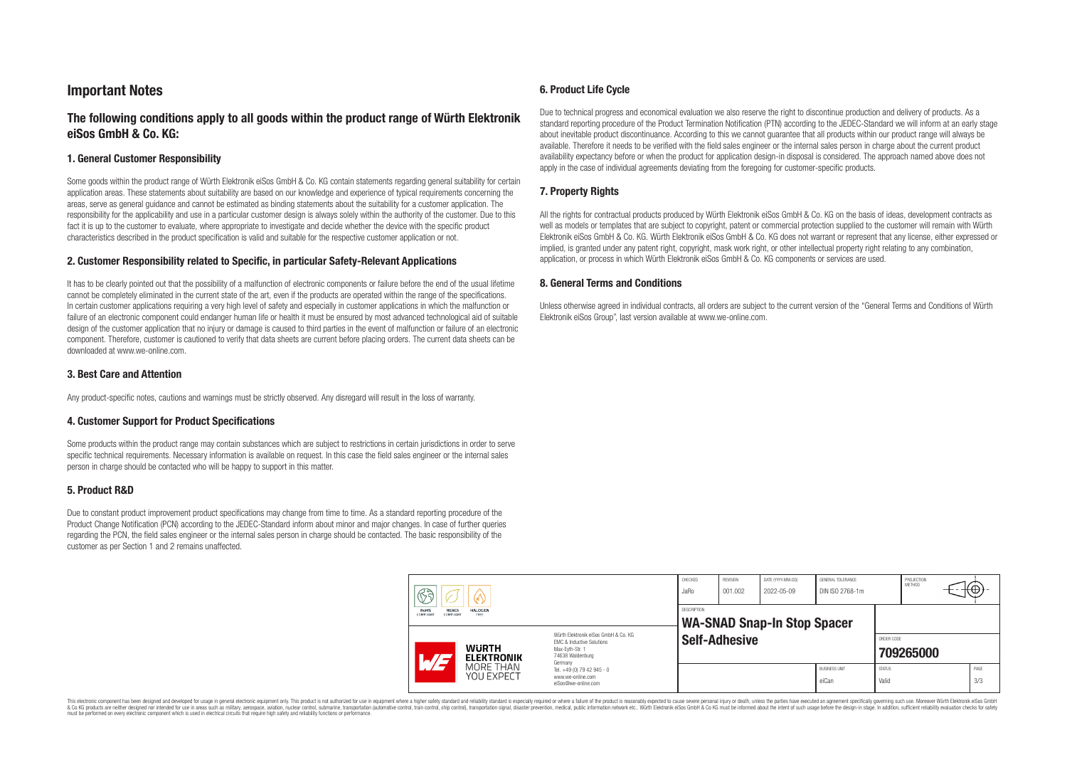# Important Notes

## The following conditions apply to all goods within the product range of Würth Elektronik eiSos GmbH & Co. KG:

### 1. General Customer Responsibility

Some goods within the product range of Würth Elektronik eiSos GmbH & Co. KG contain statements regarding general suitability for certain application areas. These statements about suitability are based on our knowledge and experience of typical requirements concerning the areas, serve as general guidance and cannot be estimated as binding statements about the suitability for a customer application. The responsibility for the applicability and use in a particular customer design is always solely within the authority of the customer. Due to this fact it is up to the customer to evaluate, where appropriate to investigate and decide whether the device with the specific product characteristics described in the product specification is valid and suitable for the respective customer application or not.

### 2. Customer Responsibility related to Specific, in particular Safety-Relevant Applications

It has to be clearly pointed out that the possibility of a malfunction of electronic components or failure before the end of the usual lifetime cannot be completely eliminated in the current state of the art, even if the products are operated within the range of the specifications. In certain customer applications requiring a very high level of safety and especially in customer applications in which the malfunction or failure of an electronic component could endanger human life or health it must be ensured by most advanced technological aid of suitable design of the customer application that no injury or damage is caused to third parties in the event of malfunction or failure of an electronic component. Therefore, customer is cautioned to verify that data sheets are current before placing orders. The current data sheets can be downloaded at www.we-online.com.

### 3. Best Care and Attention

Any product-specific notes, cautions and warnings must be strictly observed. Any disregard will result in the loss of warranty.

### 4. Customer Support for Product Specifications

Some products within the product range may contain substances which are subject to restrictions in certain jurisdictions in order to serve specific technical requirements. Necessary information is available on request. In this case the field sales engineer or the internal sales person in charge should be contacted who will be happy to support in this matter.

### 5. Product R&D

Due to constant product improvement product specifications may change from time to time. As a standard reporting procedure of the Product Change Notification (PCN) according to the JEDEC-Standard inform about minor and major changes. In case of further queries regarding the PCN, the field sales engineer or the internal sales person in charge should be contacted. The basic responsibility of the customer as per Section 1 and 2 remains unaffected.

### 6. Product Life Cycle

Due to technical progress and economical evaluation we also reserve the right to discontinue production and delivery of products. As a standard reporting procedure of the Product Termination Notification (PTN) according to the JEDEC-Standard we will inform at an early stage about inevitable product discontinuance. According to this we cannot guarantee that all products within our product range will always be available. Therefore it needs to be verified with the field sales engineer or the internal sales person in charge about the current product availability expectancy before or when the product for application design-in disposal is considered. The approach named above does not apply in the case of individual agreements deviating from the foregoing for customer-specific products.

### 7. Property Rights

All the rights for contractual products produced by Würth Elektronik eiSos GmbH & Co. KG on the basis of ideas, development contracts as well as models or templates that are subject to copyright, patent or commercial protection supplied to the customer will remain with Würth Elektronik eiSos GmbH & Co. KG. Würth Elektronik eiSos GmbH & Co. KG does not warrant or represent that any license, either expressed or implied, is granted under any patent right, copyright, mask work right, or other intellectual property right relating to any combination, application, or process in which Würth Elektronik eiSos GmbH & Co. KG components or services are used.

### 8. General Terms and Conditions

Unless otherwise agreed in individual contracts, all orders are subject to the current version of the "General Terms and Conditions of Würth Elektronik eiSos Group", last version available at www.we-online.com.

| | | | | | | |
|---|---|---|---|---|---|---|
| RoHS COMPLIANT / REACh COMPLIANT / HALOGEN FREE | CHECKED JaRo | REVISION 001.002 | DATE (YYYY-MM-DD) 2022-05-09 | GENERAL TOLERANCE DIN ISO 2768-1m | PROJECTION METHOD | |
| WÜRTH ELEKTRONIK MORE THAN YOU EXPECT — Würth Elektronik eiSos GmbH & Co. KG, EMC & Inductive Solutions, Max-Eyth-Str. 1, 74638 Waldenburg, Germany, Tel. +49 (0) 79 42 945 - 0, www.we-online.com, eiSos@we-online.com | DESCRIPTION **WA-SNAD Snap-In Stop Spacer Self-Adhesive** | | | | ORDER CODE **709265000** | |
| | | | | BUSINESS UNIT eiCan | STATUS Valid | PAGE 3/3 |

This electronic component has been designed and developed for usage in general electronic equipment only. This product is not authorized for use in equipment where a higher safety standard and reliability standard is especially required or where a failure of the product is reasonably expected to cause severe personal injury or death, unless the parties have executed an agreement specifically governing such use. Moreover Würth Elektronik eiSos GmbH & Co KG products are neither designed nor intended for use in areas such as military, aerospace, aviation, nuclear control, submarine, transportation (automotive control, train control, ship control), transportation signal, disaster prevention, medical, public information network etc.. Würth Elektronik eiSos GmbH & Co KG must be informed about the intent of such usage before the design-in stage. In addition, sufficient reliability evaluation checks for safety must be performed on every electronic component which is used in electrical circuits that require high safety and reliability functions or performance.